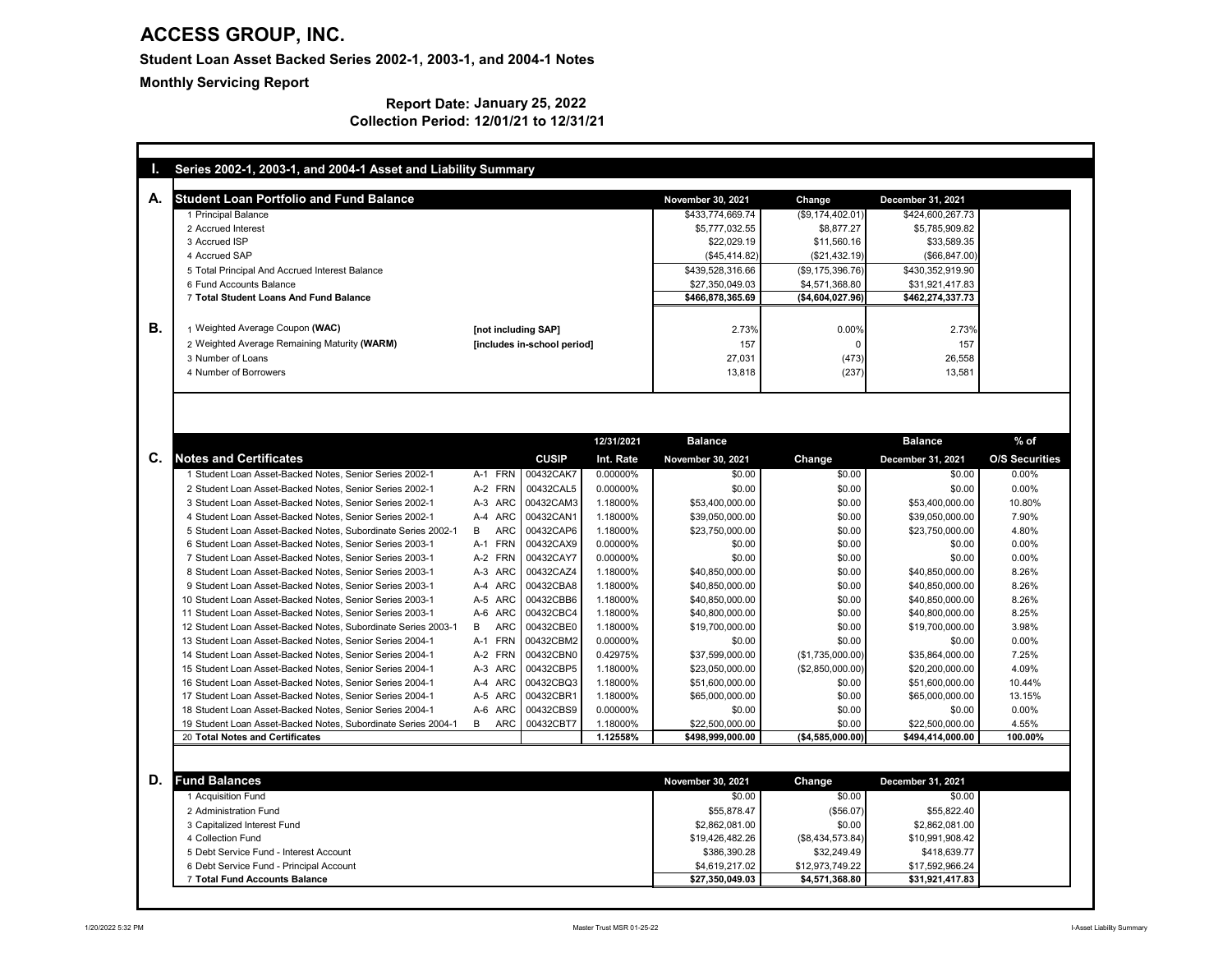# ACCESS GROUP, INC.

**Student Loan Asset Backed Series 2002-1, 2003-1, and 2004-1 Notes**

**Monthly Servicing Report**

**Report Date: January 25, 2022**

**Collection Period: 12/01/21 to 12/31/21**

## I. Series 2002-1, 2003-1, and 2004-1 Asset and Liability Summary

### A. Student Loan Portfolio and Fund Balance

| | November 30, 2021 | Change | December 31, 2021 |
|---|---|---|---|
| 1 Principal Balance | $433,774,669.74 | ($9,174,402.01) | $424,600,267.73 |
| 2 Accrued Interest | $5,777,032.55 | $8,877.27 | $5,785,909.82 |
| 3 Accrued ISP | $22,029.19 | $11,560.16 | $33,589.35 |
| 4 Accrued SAP | ($45,414.82) | ($21,432.19) | ($66,847.00) |
| 5 Total Principal And Accrued Interest Balance | $439,528,316.66 | ($9,175,396.76) | $430,352,919.90 |
| 6 Fund Accounts Balance | $27,350,049.03 | $4,571,368.80 | $31,921,417.83 |
| 7 **Total Student Loans And Fund Balance** | **$466,878,365.69** | **($4,604,027.96)** | **$462,274,337.73** |

### B.

| | | November 30, 2021 | Change | December 31, 2021 |
|---|---|---|---|---|
| 1 Weighted Average Coupon **(WAC)** | **[not including SAP]** | 2.73% | 0.00% | 2.73% |
| 2 Weighted Average Remaining Maturity **(WARM)** | **[includes in-school period]** | 157 | 0 | 157 |
| 3 Number of Loans | | 27,031 | (473) | 26,558 |
| 4 Number of Borrowers | | 13,818 | (237) | 13,581 |

### C. Notes and Certificates

| Notes and Certificates | | | CUSIP | 12/31/2021 Int. Rate | Balance November 30, 2021 | Change | Balance December 31, 2021 | % of O/S Securities |
|---|---|---|---|---|---|---|---|---|
| 1 Student Loan Asset-Backed Notes, Senior Series 2002-1 | A-1 | FRN | 00432CAK7 | 0.00000% | $0.00 | $0.00 | $0.00 | 0.00% |
| 2 Student Loan Asset-Backed Notes, Senior Series 2002-1 | A-2 | FRN | 00432CAL5 | 0.00000% | $0.00 | $0.00 | $0.00 | 0.00% |
| 3 Student Loan Asset-Backed Notes, Senior Series 2002-1 | A-3 | ARC | 00432CAM3 | 1.18000% | $53,400,000.00 | $0.00 | $53,400,000.00 | 10.80% |
| 4 Student Loan Asset-Backed Notes, Senior Series 2002-1 | A-4 | ARC | 00432CAN1 | 1.18000% | $39,050,000.00 | $0.00 | $39,050,000.00 | 7.90% |
| 5 Student Loan Asset-Backed Notes, Subordinate Series 2002-1 | B | ARC | 00432CAP6 | 1.18000% | $23,750,000.00 | $0.00 | $23,750,000.00 | 4.80% |
| 6 Student Loan Asset-Backed Notes, Senior Series 2003-1 | A-1 | FRN | 00432CAX9 | 0.00000% | $0.00 | $0.00 | $0.00 | 0.00% |
| 7 Student Loan Asset-Backed Notes, Senior Series 2003-1 | A-2 | FRN | 00432CAY7 | 0.00000% | $0.00 | $0.00 | $0.00 | 0.00% |
| 8 Student Loan Asset-Backed Notes, Senior Series 2003-1 | A-3 | ARC | 00432CAZ4 | 1.18000% | $40,850,000.00 | $0.00 | $40,850,000.00 | 8.26% |
| 9 Student Loan Asset-Backed Notes, Senior Series 2003-1 | A-4 | ARC | 00432CBA8 | 1.18000% | $40,850,000.00 | $0.00 | $40,850,000.00 | 8.26% |
| 10 Student Loan Asset-Backed Notes, Senior Series 2003-1 | A-5 | ARC | 00432CBB6 | 1.18000% | $40,850,000.00 | $0.00 | $40,850,000.00 | 8.26% |
| 11 Student Loan Asset-Backed Notes, Senior Series 2003-1 | A-6 | ARC | 00432CBC4 | 1.18000% | $40,800,000.00 | $0.00 | $40,800,000.00 | 8.25% |
| 12 Student Loan Asset-Backed Notes, Subordinate Series 2003-1 | B | ARC | 00432CBE0 | 1.18000% | $19,700,000.00 | $0.00 | $19,700,000.00 | 3.98% |
| 13 Student Loan Asset-Backed Notes, Senior Series 2004-1 | A-1 | FRN | 00432CBM2 | 0.00000% | $0.00 | $0.00 | $0.00 | 0.00% |
| 14 Student Loan Asset-Backed Notes, Senior Series 2004-1 | A-2 | FRN | 00432CBN0 | 0.42975% | $37,599,000.00 | ($1,735,000.00) | $35,864,000.00 | 7.25% |
| 15 Student Loan Asset-Backed Notes, Senior Series 2004-1 | A-3 | ARC | 00432CBP5 | 1.18000% | $23,050,000.00 | ($2,850,000.00) | $20,200,000.00 | 4.09% |
| 16 Student Loan Asset-Backed Notes, Senior Series 2004-1 | A-4 | ARC | 00432CBQ3 | 1.18000% | $51,600,000.00 | $0.00 | $51,600,000.00 | 10.44% |
| 17 Student Loan Asset-Backed Notes, Senior Series 2004-1 | A-5 | ARC | 00432CBR1 | 1.18000% | $65,000,000.00 | $0.00 | $65,000,000.00 | 13.15% |
| 18 Student Loan Asset-Backed Notes, Senior Series 2004-1 | A-6 | ARC | 00432CBS9 | 0.00000% | $0.00 | $0.00 | $0.00 | 0.00% |
| 19 Student Loan Asset-Backed Notes, Subordinate Series 2004-1 | B | ARC | 00432CBT7 | 1.18000% | $22,500,000.00 | $0.00 | $22,500,000.00 | 4.55% |
| 20 **Total Notes and Certificates** | | | | **1.12558%** | **$498,999,000.00** | **($4,585,000.00)** | **$494,414,000.00** | **100.00%** |

### D. Fund Balances

| | November 30, 2021 | Change | December 31, 2021 |
|---|---|---|---|
| 1 Acquisition Fund | $0.00 | $0.00 | $0.00 |
| 2 Administration Fund | $55,878.47 | ($56.07) | $55,822.40 |
| 3 Capitalized Interest Fund | $2,862,081.00 | $0.00 | $2,862,081.00 |
| 4 Collection Fund | $19,426,482.26 | ($8,434,573.84) | $10,991,908.42 |
| 5 Debt Service Fund - Interest Account | $386,390.28 | $32,249.49 | $418,639.77 |
| 6 Debt Service Fund - Principal Account | $4,619,217.02 | $12,973,749.22 | $17,592,966.24 |
| 7 **Total Fund Accounts Balance** | **$27,350,049.03** | **$4,571,368.80** | **$31,921,417.83** |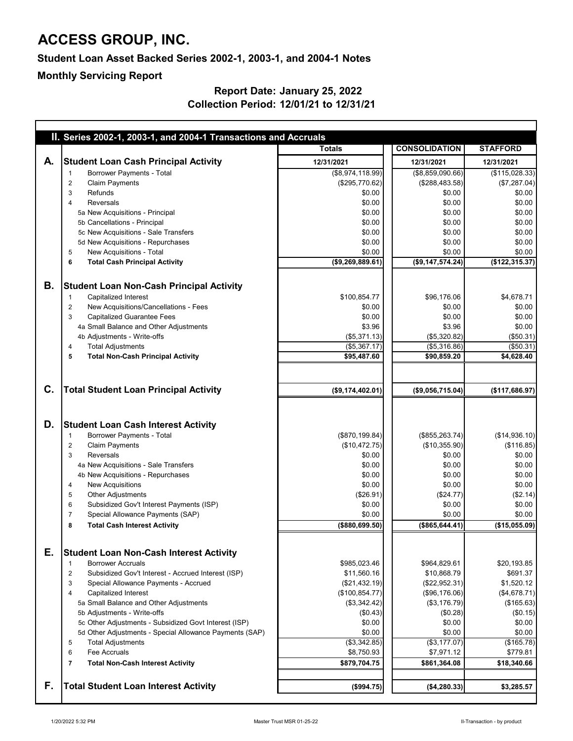# ACCESS GROUP, INC.

**Student Loan Asset Backed Series 2002-1, 2003-1, and 2004-1 Notes**

**Monthly Servicing Report**

**Report Date: January 25, 2022**
**Collection Period: 12/01/21 to 12/31/21**

## II. Series 2002-1, 2003-1, and 2004-1 Transactions and Accruals

| | | Totals | CONSOLIDATION | STAFFORD |
|---|---|---|---|---|
| **A.** | **Student Loan Cash Principal Activity** | **12/31/2021** | **12/31/2021** | **12/31/2021** |
| | 1 Borrower Payments - Total | ($8,974,118.99) | ($8,859,090.66) | ($115,028.33) |
| | 2 Claim Payments | ($295,770.62) | ($288,483.58) | ($7,287.04) |
| | 3 Refunds | $0.00 | $0.00 | $0.00 |
| | 4 Reversals | $0.00 | $0.00 | $0.00 |
| | 5a New Acquisitions - Principal | $0.00 | $0.00 | $0.00 |
| | 5b Cancellations - Principal | $0.00 | $0.00 | $0.00 |
| | 5c New Acquisitions - Sale Transfers | $0.00 | $0.00 | $0.00 |
| | 5d New Acquisitions - Repurchases | $0.00 | $0.00 | $0.00 |
| | 5 New Acquisitions - Total | $0.00 | $0.00 | $0.00 |
| | **6 Total Cash Principal Activity** | **($9,269,889.61)** | **($9,147,574.24)** | **($122,315.37)** |
| **B.** | **Student Loan Non-Cash Principal Activity** | | | |
| | 1 Capitalized Interest | $100,854.77 | $96,176.06 | $4,678.71 |
| | 2 New Acquisitions/Cancellations - Fees | $0.00 | $0.00 | $0.00 |
| | 3 Capitalized Guarantee Fees | $0.00 | $0.00 | $0.00 |
| | 4a Small Balance and Other Adjustments | $3.96 | $3.96 | $0.00 |
| | 4b Adjustments - Write-offs | ($5,371.13) | ($5,320.82) | ($50.31) |
| | 4 Total Adjustments | ($5,367.17) | ($5,316.86) | ($50.31) |
| | **5 Total Non-Cash Principal Activity** | **$95,487.60** | **$90,859.20** | **$4,628.40** |
| **C.** | **Total Student Loan Principal Activity** | **($9,174,402.01)** | **($9,056,715.04)** | **($117,686.97)** |
| **D.** | **Student Loan Cash Interest Activity** | | | |
| | 1 Borrower Payments - Total | ($870,199.84) | ($855,263.74) | ($14,936.10) |
| | 2 Claim Payments | ($10,472.75) | ($10,355.90) | ($116.85) |
| | 3 Reversals | $0.00 | $0.00 | $0.00 |
| | 4a New Acquisitions - Sale Transfers | $0.00 | $0.00 | $0.00 |
| | 4b New Acquisitions - Repurchases | $0.00 | $0.00 | $0.00 |
| | 4 New Acquisitions | $0.00 | $0.00 | $0.00 |
| | 5 Other Adjustments | ($26.91) | ($24.77) | ($2.14) |
| | 6 Subsidized Gov't Interest Payments (ISP) | $0.00 | $0.00 | $0.00 |
| | 7 Special Allowance Payments (SAP) | $0.00 | $0.00 | $0.00 |
| | **8 Total Cash Interest Activity** | **($880,699.50)** | **($865,644.41)** | **($15,055.09)** |
| **E.** | **Student Loan Non-Cash Interest Activity** | | | |
| | 1 Borrower Accruals | $985,023.46 | $964,829.61 | $20,193.85 |
| | 2 Subsidized Gov't Interest - Accrued Interest (ISP) | $11,560.16 | $10,868.79 | $691.37 |
| | 3 Special Allowance Payments - Accrued | ($21,432.19) | ($22,952.31) | $1,520.12 |
| | 4 Capitalized Interest | ($100,854.77) | ($96,176.06) | ($4,678.71) |
| | 5a Small Balance and Other Adjustments | ($3,342.42) | ($3,176.79) | ($165.63) |
| | 5b Adjustments - Write-offs | ($0.43) | ($0.28) | ($0.15) |
| | 5c Other Adjustments - Subsidized Govt Interest (ISP) | $0.00 | $0.00 | $0.00 |
| | 5d Other Adjustments - Special Allowance Payments (SAP) | $0.00 | $0.00 | $0.00 |
| | 5 Total Adjustments | ($3,342.85) | ($3,177.07) | ($165.78) |
| | 6 Fee Accruals | $8,750.93 | $7,971.12 | $779.81 |
| | **7 Total Non-Cash Interest Activity** | **$879,704.75** | **$861,364.08** | **$18,340.66** |
| **F.** | **Total Student Loan Interest Activity** | **($994.75)** | **($4,280.33)** | **$3,285.57** |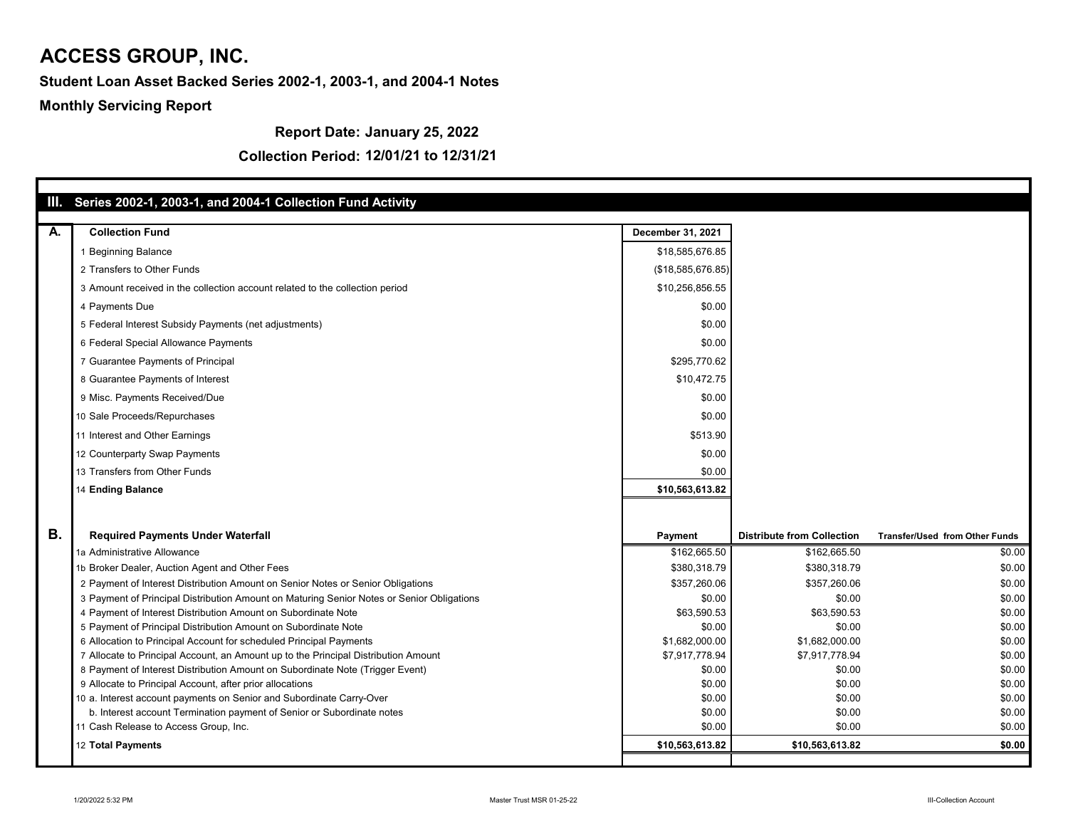# ACCESS GROUP, INC.

**Student Loan Asset Backed Series 2002-1, 2003-1, and 2004-1 Notes**

**Monthly Servicing Report**

**Report Date: January 25, 2022**

**Collection Period: 12/01/21 to 12/31/21**

## III. Series 2002-1, 2003-1, and 2004-1 Collection Fund Activity

| A. | Collection Fund | December 31, 2021 |
|---|---|---|
| | 1 Beginning Balance | $18,585,676.85 |
| | 2 Transfers to Other Funds | ($18,585,676.85) |
| | 3 Amount received in the collection account related to the collection period | $10,256,856.55 |
| | 4 Payments Due | $0.00 |
| | 5 Federal Interest Subsidy Payments (net adjustments) | $0.00 |
| | 6 Federal Special Allowance Payments | $0.00 |
| | 7 Guarantee Payments of Principal | $295,770.62 |
| | 8 Guarantee Payments of Interest | $10,472.75 |
| | 9 Misc. Payments Received/Due | $0.00 |
| | 10 Sale Proceeds/Repurchases | $0.00 |
| | 11 Interest and Other Earnings | $513.90 |
| | 12 Counterparty Swap Payments | $0.00 |
| | 13 Transfers from Other Funds | $0.00 |
| | 14 **Ending Balance** | **$10,563,613.82** |

| B. | Required Payments Under Waterfall | Payment | Distribute from Collection | Transfer/Used from Other Funds |
|---|---|---|---|---|
| | 1a Administrative Allowance | $162,665.50 | $162,665.50 | $0.00 |
| | 1b Broker Dealer, Auction Agent and Other Fees | $380,318.79 | $380,318.79 | $0.00 |
| | 2 Payment of Interest Distribution Amount on Senior Notes or Senior Obligations | $357,260.06 | $357,260.06 | $0.00 |
| | 3 Payment of Principal Distribution Amount on Maturing Senior Notes or Senior Obligations | $0.00 | $0.00 | $0.00 |
| | 4 Payment of Interest Distribution Amount on Subordinate Note | $63,590.53 | $63,590.53 | $0.00 |
| | 5 Payment of Principal Distribution Amount on Subordinate Note | $0.00 | $0.00 | $0.00 |
| | 6 Allocation to Principal Account for scheduled Principal Payments | $1,682,000.00 | $1,682,000.00 | $0.00 |
| | 7 Allocate to Principal Account, an Amount up to the Principal Distribution Amount | $7,917,778.94 | $7,917,778.94 | $0.00 |
| | 8 Payment of Interest Distribution Amount on Subordinate Note (Trigger Event) | $0.00 | $0.00 | $0.00 |
| | 9 Allocate to Principal Account, after prior allocations | $0.00 | $0.00 | $0.00 |
| | 10 a. Interest account payments on Senior and Subordinate Carry-Over | $0.00 | $0.00 | $0.00 |
| | b. Interest account Termination payment of Senior or Subordinate notes | $0.00 | $0.00 | $0.00 |
| | 11 Cash Release to Access Group, Inc. | $0.00 | $0.00 | $0.00 |
| | 12 **Total Payments** | **$10,563,613.82** | **$10,563,613.82** | **$0.00** |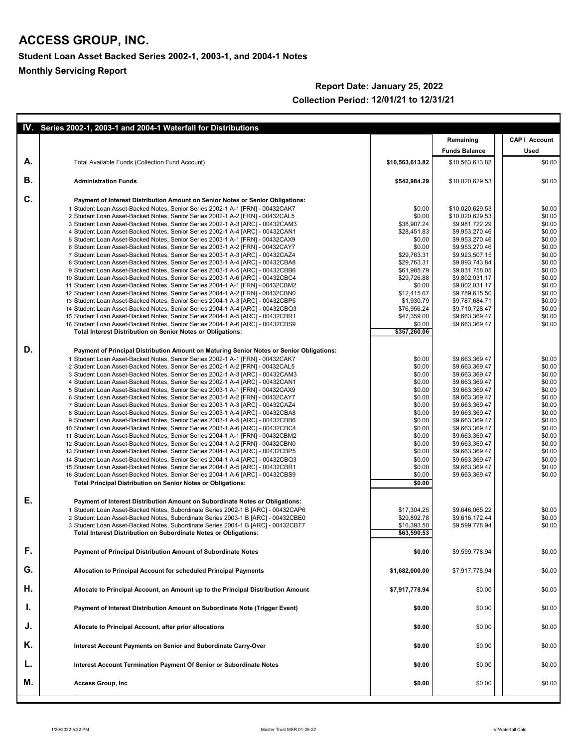# ACCESS GROUP, INC.

**Student Loan Asset Backed Series 2002-1, 2003-1, and 2004-1 Notes**

**Monthly Servicing Report**

**Report Date: January 25, 2022**

**Collection Period: 12/01/21 to 12/31/21**

| IV. | | Series 2002-1, 2003-1 and 2004-1 Waterfall for Distributions | | Remaining Funds Balance | CAP I Account Used |
|---|---|---|---|---|---|
| **A.** | | Total Available Funds (Collection Fund Account) | **$10,563,613.82** | $10,563,613.82 | $0.00 |
| **B.** | | **Administration Funds** | **$542,984.29** | $10,020,629.53 | $0.00 |
| **C.** | | **Payment of Interest Distribution Amount on Senior Notes or Senior Obligations:** | | | |
| | 1 | Student Loan Asset-Backed Notes, Senior Series 2002-1 A-1 [FRN] - 00432CAK7 | $0.00 | $10,020,629.53 | $0.00 |
| | 2 | Student Loan Asset-Backed Notes, Senior Series 2002-1 A-2 [FRN] - 00432CAL5 | $0.00 | $10,020,629.53 | $0.00 |
| | 3 | Student Loan Asset-Backed Notes, Senior Series 2002-1 A-3 [ARC] - 00432CAM3 | $38,907.24 | $9,981,722.29 | $0.00 |
| | 4 | Student Loan Asset-Backed Notes, Senior Series 2002-1 A-4 [ARC] - 00432CAN1 | $28,451.83 | $9,953,270.46 | $0.00 |
| | 5 | Student Loan Asset-Backed Notes, Senior Series 2003-1 A-1 [FRN] - 00432CAX9 | $0.00 | $9,953,270.46 | $0.00 |
| | 6 | Student Loan Asset-Backed Notes, Senior Series 2003-1 A-2 [FRN] - 00432CAY7 | $0.00 | $9,953,270.46 | $0.00 |
| | 7 | Student Loan Asset-Backed Notes, Senior Series 2003-1 A-3 [ARC] - 00432CAZ4 | $29,763.31 | $9,923,507.15 | $0.00 |
| | 8 | Student Loan Asset-Backed Notes, Senior Series 2003-1 A-4 [ARC] - 00432CBA8 | $29,763.31 | $9,893,743.84 | $0.00 |
| | 9 | Student Loan Asset-Backed Notes, Senior Series 2003-1 A-5 [ARC] - 00432CBB6 | $61,985.79 | $9,831,758.05 | $0.00 |
| | 10 | Student Loan Asset-Backed Notes, Senior Series 2003-1 A-6 [ARC] - 00432CBC4 | $29,726.88 | $9,802,031.17 | $0.00 |
| | 11 | Student Loan Asset-Backed Notes, Senior Series 2004-1 A-1 [FRN] - 00432CBM2 | $0.00 | $9,802,031.17 | $0.00 |
| | 12 | Student Loan Asset-Backed Notes, Senior Series 2004-1 A-2 [FRN] - 00432CBN0 | $12,415.67 | $9,789,615.50 | $0.00 |
| | 13 | Student Loan Asset-Backed Notes, Senior Series 2004-1 A-3 [ARC] - 00432CBP5 | $1,930.79 | $9,787,684.71 | $0.00 |
| | 14 | Student Loan Asset-Backed Notes, Senior Series 2004-1 A-4 [ARC] - 00432CBQ3 | $76,956.24 | $9,710,728.47 | $0.00 |
| | 15 | Student Loan Asset-Backed Notes, Senior Series 2004-1 A-5 [ARC] - 00432CBR1 | $47,359.00 | $9,663,369.47 | $0.00 |
| | 16 | Student Loan Asset-Backed Notes, Senior Series 2004-1 A-6 [ARC] - 00432CBS9 | $0.00 | $9,663,369.47 | $0.00 |
| | | **Total Interest Distribution on Senior Notes or Obligations:** | **$357,260.06** | | |
| **D.** | | **Payment of Principal Distribution Amount on Maturing Senior Notes or Senior Obligations:** | | | |
| | 1 | Student Loan Asset-Backed Notes, Senior Series 2002-1 A-1 [FRN] - 00432CAK7 | $0.00 | $9,663,369.47 | $0.00 |
| | 2 | Student Loan Asset-Backed Notes, Senior Series 2002-1 A-2 [FRN] - 00432CAL5 | $0.00 | $9,663,369.47 | $0.00 |
| | 3 | Student Loan Asset-Backed Notes, Senior Series 2002-1 A-3 [ARC] - 00432CAM3 | $0.00 | $9,663,369.47 | $0.00 |
| | 4 | Student Loan Asset-Backed Notes, Senior Series 2002-1 A-4 [ARC] - 00432CAN1 | $0.00 | $9,663,369.47 | $0.00 |
| | 5 | Student Loan Asset-Backed Notes, Senior Series 2003-1 A-1 [FRN] - 00432CAX9 | $0.00 | $9,663,369.47 | $0.00 |
| | 6 | Student Loan Asset-Backed Notes, Senior Series 2003-1 A-2 [FRN] - 00432CAY7 | $0.00 | $9,663,369.47 | $0.00 |
| | 7 | Student Loan Asset-Backed Notes, Senior Series 2003-1 A-3 [ARC] - 00432CAZ4 | $0.00 | $9,663,369.47 | $0.00 |
| | 8 | Student Loan Asset-Backed Notes, Senior Series 2003-1 A-4 [ARC] - 00432CBA8 | $0.00 | $9,663,369.47 | $0.00 |
| | 9 | Student Loan Asset-Backed Notes, Senior Series 2003-1 A-5 [ARC] - 00432CBB6 | $0.00 | $9,663,369.47 | $0.00 |
| | 10 | Student Loan Asset-Backed Notes, Senior Series 2003-1 A-6 [ARC] - 00432CBC4 | $0.00 | $9,663,369.47 | $0.00 |
| | 11 | Student Loan Asset-Backed Notes, Senior Series 2004-1 A-1 [FRN] - 00432CBM2 | $0.00 | $9,663,369.47 | $0.00 |
| | 12 | Student Loan Asset-Backed Notes, Senior Series 2004-1 A-2 [FRN] - 00432CBN0 | $0.00 | $9,663,369.47 | $0.00 |
| | 13 | Student Loan Asset-Backed Notes, Senior Series 2004-1 A-3 [ARC] - 00432CBP5 | $0.00 | $9,663,369.47 | $0.00 |
| | 14 | Student Loan Asset-Backed Notes, Senior Series 2004-1 A-4 [ARC] - 00432CBQ3 | $0.00 | $9,663,369.47 | $0.00 |
| | 15 | Student Loan Asset-Backed Notes, Senior Series 2004-1 A-5 [ARC] - 00432CBR1 | $0.00 | $9,663,369.47 | $0.00 |
| | 16 | Student Loan Asset-Backed Notes, Senior Series 2004-1 A-6 [ARC] - 00432CBS9 | $0.00 | $9,663,369.47 | $0.00 |
| | | **Total Principal Distribution on Senior Notes or Obligations:** | **$0.00** | | |
| **E.** | | **Payment of Interest Distribution Amount on Subordinate Notes or Obligations:** | | | |
| | 1 | Student Loan Asset-Backed Notes, Subordinate Series 2002-1 B [ARC] - 00432CAP6 | $17,304.25 | $9,646,065.22 | $0.00 |
| | 2 | Student Loan Asset-Backed Notes, Subordinate Series 2003-1 B [ARC] - 00432CBE0 | $29,892.78 | $9,616,172.44 | $0.00 |
| | 3 | Student Loan Asset-Backed Notes, Subordinate Series 2004-1 B [ARC] - 00432CBT7 | $16,393.50 | $9,599,778.94 | $0.00 |
| | | **Total Interest Distribution on Subordinate Notes or Obligations:** | **$63,590.53** | | |
| **F.** | | **Payment of Principal Distribution Amount of Subordinate Notes** | **$0.00** | $9,599,778.94 | $0.00 |
| **G.** | | **Allocation to Principal Account for scheduled Principal Payments** | **$1,682,000.00** | $7,917,778.94 | $0.00 |
| **H.** | | **Allocate to Principal Account, an Amount up to the Principal Distribution Amount** | **$7,917,778.94** | $0.00 | $0.00 |
| **I.** | | **Payment of Interest Distribution Amount on Subordinate Note (Trigger Event)** | **$0.00** | $0.00 | $0.00 |
| **J.** | | **Allocate to Principal Account, after prior allocations** | **$0.00** | $0.00 | $0.00 |
| **K.** | | **Interest Account Payments on Senior and Subordinate Carry-Over** | **$0.00** | $0.00 | $0.00 |
| **L.** | | **Interest Account Termination Payment Of Senior or Subordinate Notes** | **$0.00** | $0.00 | $0.00 |
| **M.** | | **Access Group, Inc** | **$0.00** | $0.00 | $0.00 |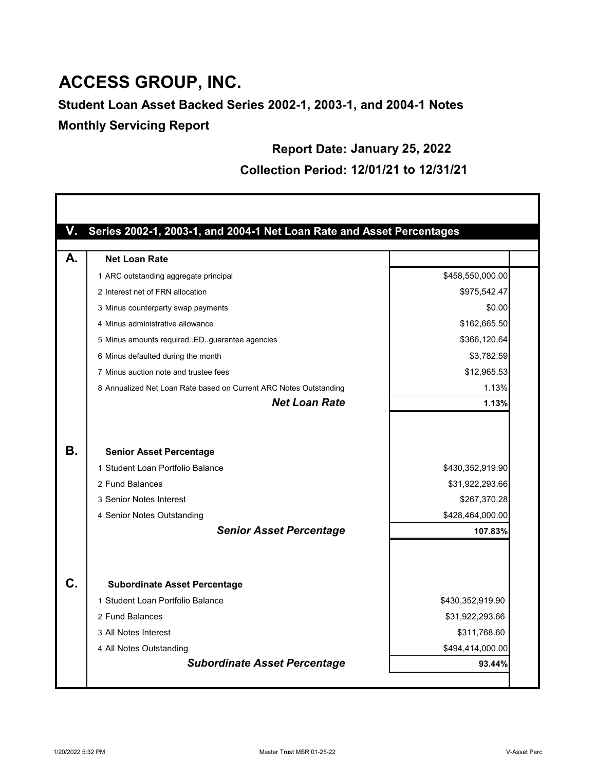# ACCESS GROUP, INC.

## Student Loan Asset Backed Series 2002-1, 2003-1, and 2004-1 Notes

## Monthly Servicing Report

**Report Date: January 25, 2022**

**Collection Period: 12/01/21 to 12/31/21**

### V. Series 2002-1, 2003-1, and 2004-1 Net Loan Rate and Asset Percentages

| | | |
|---|---|---|
| **A.** | **Net Loan Rate** | |
| | 1 ARC outstanding aggregate principal | $458,550,000.00 |
| | 2 Interest net of FRN allocation | $975,542.47 |
| | 3 Minus counterparty swap payments | $0.00 |
| | 4 Minus administrative allowance | $162,665.50 |
| | 5 Minus amounts required..ED..guarantee agencies | $366,120.64 |
| | 6 Minus defaulted during the month | $3,782.59 |
| | 7 Minus auction note and trustee fees | $12,965.53 |
| | 8 Annualized Net Loan Rate based on Current ARC Notes Outstanding | 1.13% |
| | ***Net Loan Rate*** | **1.13%** |
| **B.** | **Senior Asset Percentage** | |
| | 1 Student Loan Portfolio Balance | $430,352,919.90 |
| | 2 Fund Balances | $31,922,293.66 |
| | 3 Senior Notes Interest | $267,370.28 |
| | 4 Senior Notes Outstanding | $428,464,000.00 |
| | ***Senior Asset Percentage*** | **107.83%** |
| **C.** | **Subordinate Asset Percentage** | |
| | 1 Student Loan Portfolio Balance | $430,352,919.90 |
| | 2 Fund Balances | $31,922,293.66 |
| | 3 All Notes Interest | $311,768.60 |
| | 4 All Notes Outstanding | $494,414,000.00 |
| | ***Subordinate Asset Percentage*** | **93.44%** |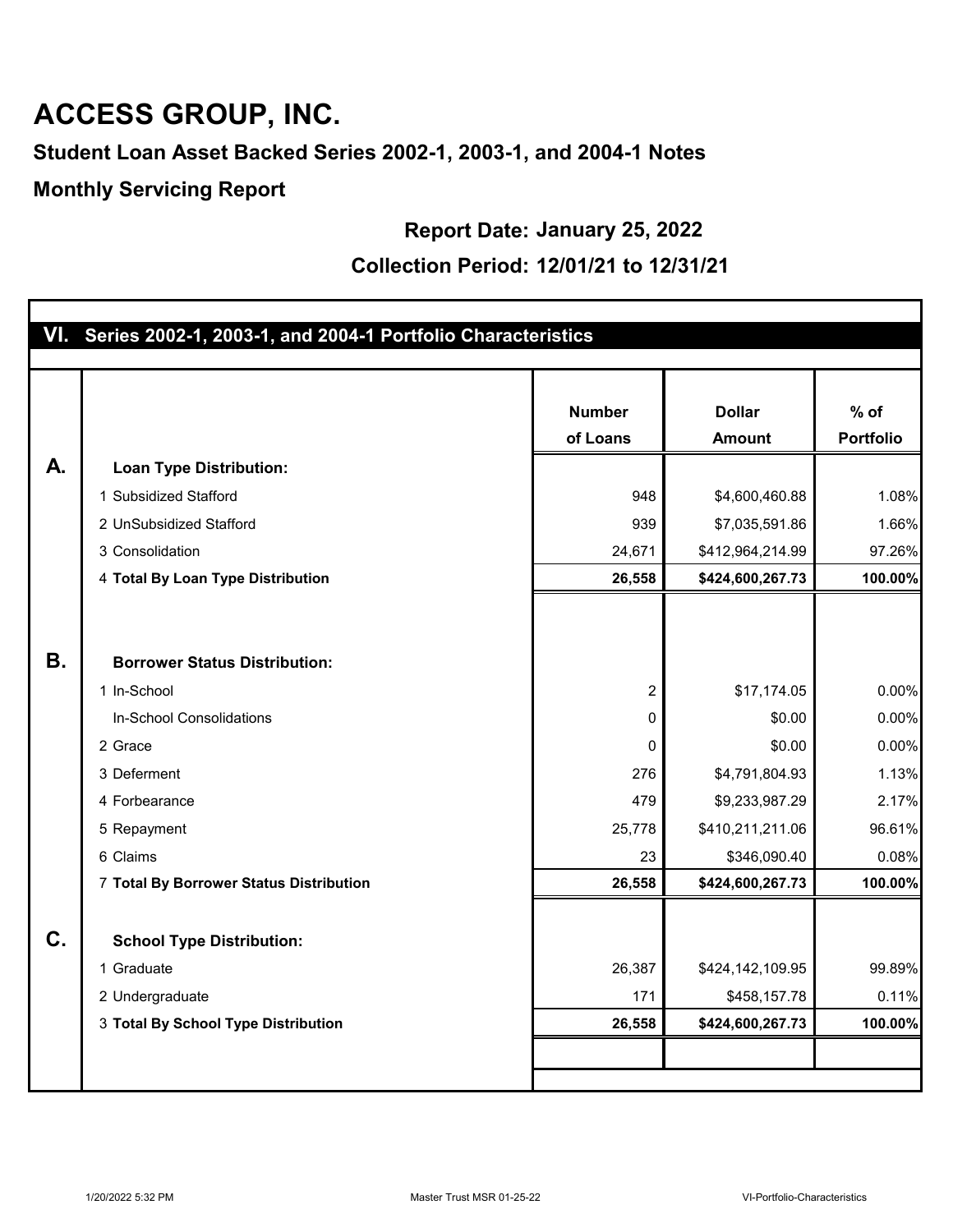# ACCESS GROUP, INC.

### Student Loan Asset Backed Series 2002-1, 2003-1, and 2004-1 Notes

### Monthly Servicing Report

**Report Date: January 25, 2022**

**Collection Period: 12/01/21 to 12/31/21**

## VI. Series 2002-1, 2003-1, and 2004-1 Portfolio Characteristics

| | | Number of Loans | Dollar Amount | % of Portfolio |
|---|---|---|---|---|
| **A.** | **Loan Type Distribution:** | | | |
| | 1 Subsidized Stafford | 948 | $4,600,460.88 | 1.08% |
| | 2 UnSubsidized Stafford | 939 | $7,035,591.86 | 1.66% |
| | 3 Consolidation | 24,671 | $412,964,214.99 | 97.26% |
| | 4 **Total By Loan Type Distribution** | **26,558** | **$424,600,267.73** | **100.00%** |
| **B.** | **Borrower Status Distribution:** | | | |
| | 1 In-School | 2 | $17,174.05 | 0.00% |
| | In-School Consolidations | 0 | $0.00 | 0.00% |
| | 2 Grace | 0 | $0.00 | 0.00% |
| | 3 Deferment | 276 | $4,791,804.93 | 1.13% |
| | 4 Forbearance | 479 | $9,233,987.29 | 2.17% |
| | 5 Repayment | 25,778 | $410,211,211.06 | 96.61% |
| | 6 Claims | 23 | $346,090.40 | 0.08% |
| | 7 **Total By Borrower Status Distribution** | **26,558** | **$424,600,267.73** | **100.00%** |
| **C.** | **School Type Distribution:** | | | |
| | 1 Graduate | 26,387 | $424,142,109.95 | 99.89% |
| | 2 Undergraduate | 171 | $458,157.78 | 0.11% |
| | 3 **Total By School Type Distribution** | **26,558** | **$424,600,267.73** | **100.00%** |

1/20/2022 5:32 PM    Master Trust MSR 01-25-22    VI-Portfolio-Characteristics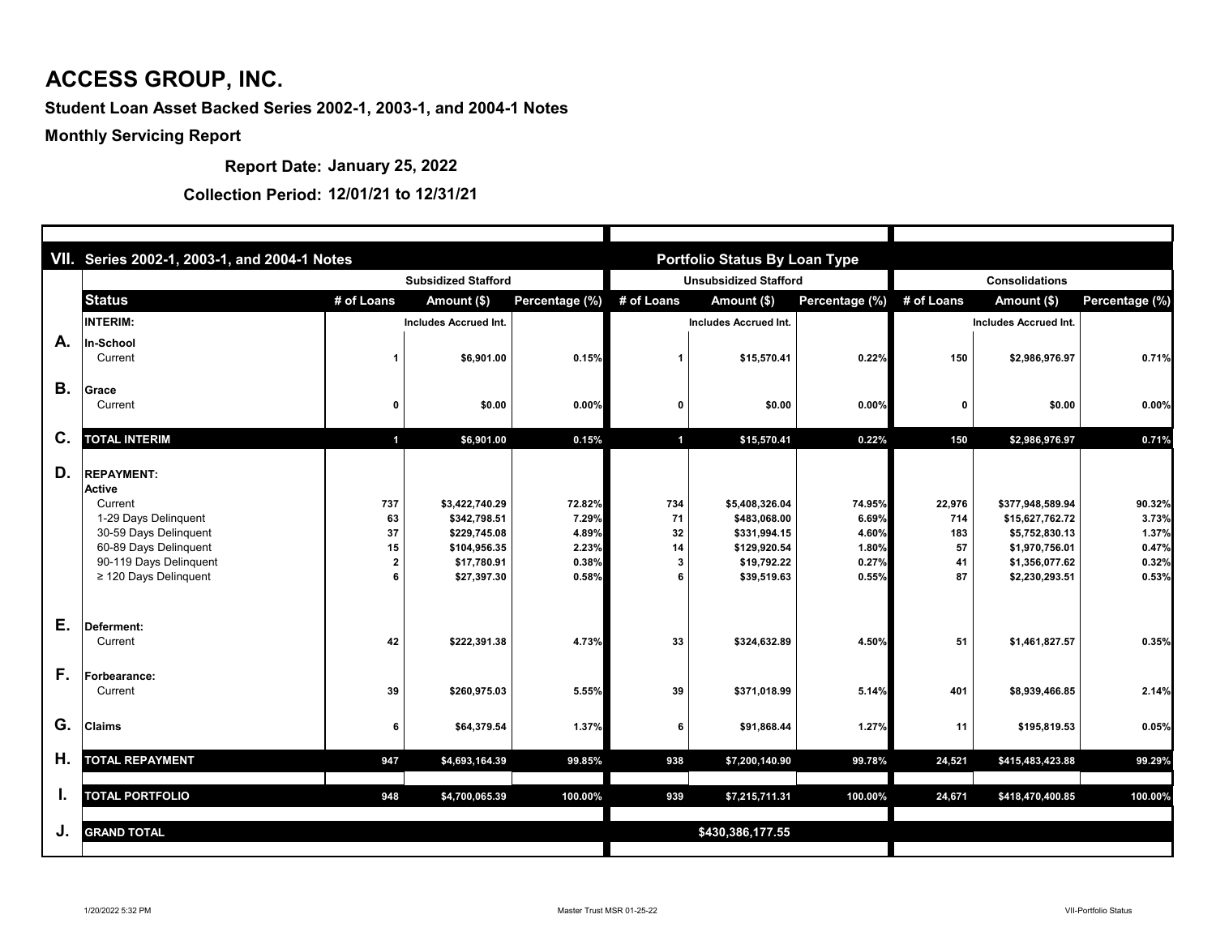# ACCESS GROUP, INC.

**Student Loan Asset Backed Series 2002-1, 2003-1, and 2004-1 Notes**

**Monthly Servicing Report**

**Report Date: January 25, 2022**

**Collection Period: 12/01/21 to 12/31/21**

| VII. | Series 2002-1, 2003-1, and 2004-1 Notes | | | | Portfolio Status By Loan Type | | | | | |
|---|---|---|---|---|---|---|---|---|---|---|
| | | Subsidized Stafford | | | Unsubsidized Stafford | | | Consolidations | | |
| | **Status** | **# of Loans** | **Amount ($)** | **Percentage (%)** | **# of Loans** | **Amount ($)** | **Percentage (%)** | **# of Loans** | **Amount ($)** | **Percentage (%)** |
| | **INTERIM:** | | Includes Accrued Int. | | | Includes Accrued Int. | | | Includes Accrued Int. | |
| **A.** | **In-School** | | | | | | | | | |
| | Current | 1 | $6,901.00 | 0.15% | 1 | $15,570.41 | 0.22% | 150 | $2,986,976.97 | 0.71% |
| **B.** | **Grace** | | | | | | | | | |
| | Current | 0 | $0.00 | 0.00% | 0 | $0.00 | 0.00% | 0 | $0.00 | 0.00% |
| **C.** | **TOTAL INTERIM** | 1 | $6,901.00 | 0.15% | 1 | $15,570.41 | 0.22% | 150 | $2,986,976.97 | 0.71% |
| **D.** | **REPAYMENT:** | | | | | | | | | |
| | **Active** | | | | | | | | | |
| | Current | 737 | $3,422,740.29 | 72.82% | 734 | $5,408,326.04 | 74.95% | 22,976 | $377,948,589.94 | 90.32% |
| | 1-29 Days Delinquent | 63 | $342,798.51 | 7.29% | 71 | $483,068.00 | 6.69% | 714 | $15,627,762.72 | 3.73% |
| | 30-59 Days Delinquent | 37 | $229,745.08 | 4.89% | 32 | $331,994.15 | 4.60% | 183 | $5,752,830.13 | 1.37% |
| | 60-89 Days Delinquent | 15 | $104,956.35 | 2.23% | 14 | $129,920.54 | 1.80% | 57 | $1,970,756.01 | 0.47% |
| | 90-119 Days Delinquent | 2 | $17,780.91 | 0.38% | 3 | $19,792.22 | 0.27% | 41 | $1,356,077.62 | 0.32% |
| | ≥ 120 Days Delinquent | 6 | $27,397.30 | 0.58% | 6 | $39,519.63 | 0.55% | 87 | $2,230,293.51 | 0.53% |
| **E.** | **Deferment:** | | | | | | | | | |
| | Current | 42 | $222,391.38 | 4.73% | 33 | $324,632.89 | 4.50% | 51 | $1,461,827.57 | 0.35% |
| **F.** | **Forbearance:** | | | | | | | | | |
| | Current | 39 | $260,975.03 | 5.55% | 39 | $371,018.99 | 5.14% | 401 | $8,939,466.85 | 2.14% |
| **G.** | **Claims** | 6 | $64,379.54 | 1.37% | 6 | $91,868.44 | 1.27% | 11 | $195,819.53 | 0.05% |
| **H.** | **TOTAL REPAYMENT** | 947 | $4,693,164.39 | 99.85% | 938 | $7,200,140.90 | 99.78% | 24,521 | $415,483,423.88 | 99.29% |
| **I.** | **TOTAL PORTFOLIO** | 948 | $4,700,065.39 | 100.00% | 939 | $7,215,711.31 | 100.00% | 24,671 | $418,470,400.85 | 100.00% |
| **J.** | **GRAND TOTAL** | | | | | $430,386,177.55 | | | | |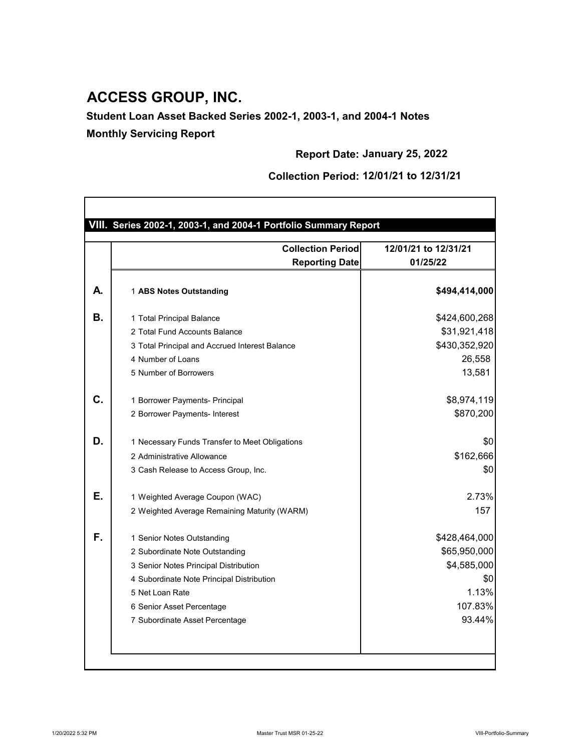# ACCESS GROUP, INC.

**Student Loan Asset Backed Series 2002-1, 2003-1, and 2004-1 Notes**

**Monthly Servicing Report**

**Report Date: January 25, 2022**

**Collection Period: 12/01/21 to 12/31/21**

## VIII. Series 2002-1, 2003-1, and 2004-1 Portfolio Summary Report

| | | **Collection Period** | **12/01/21 to 12/31/21** |
|---|---|---|---|
| | | **Reporting Date** | **01/25/22** |
| **A.** | 1 | **ABS Notes Outstanding** | **$494,414,000** |
| **B.** | 1 | Total Principal Balance | $424,600,268 |
| | 2 | Total Fund Accounts Balance | $31,921,418 |
| | 3 | Total Principal and Accrued Interest Balance | $430,352,920 |
| | 4 | Number of Loans | 26,558 |
| | 5 | Number of Borrowers | 13,581 |
| **C.** | 1 | Borrower Payments- Principal | $8,974,119 |
| | 2 | Borrower Payments- Interest | $870,200 |
| **D.** | 1 | Necessary Funds Transfer to Meet Obligations | $0 |
| | 2 | Administrative Allowance | $162,666 |
| | 3 | Cash Release to Access Group, Inc. | $0 |
| **E.** | 1 | Weighted Average Coupon (WAC) | 2.73% |
| | 2 | Weighted Average Remaining Maturity (WARM) | 157 |
| **F.** | 1 | Senior Notes Outstanding | $428,464,000 |
| | 2 | Subordinate Note Outstanding | $65,950,000 |
| | 3 | Senior Notes Principal Distribution | $4,585,000 |
| | 4 | Subordinate Note Principal Distribution | $0 |
| | 5 | Net Loan Rate | 1.13% |
| | 6 | Senior Asset Percentage | 107.83% |
| | 7 | Subordinate Asset Percentage | 93.44% |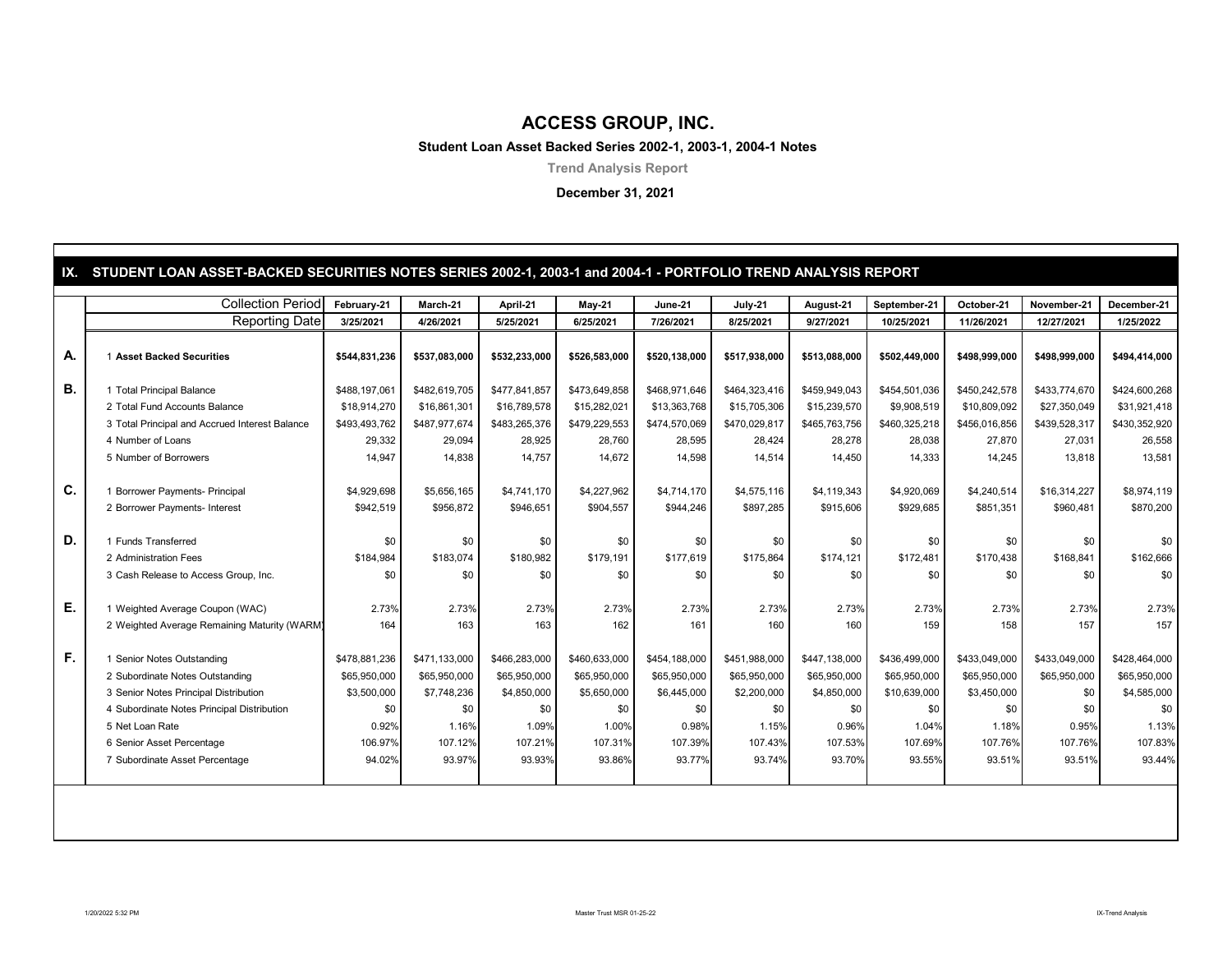# ACCESS GROUP, INC.

**Student Loan Asset Backed Series 2002-1, 2003-1, 2004-1 Notes**

**Trend Analysis Report**

**December 31, 2021**

## IX. STUDENT LOAN ASSET-BACKED SECURITIES NOTES SERIES 2002-1, 2003-1 and 2004-1 - PORTFOLIO TREND ANALYSIS REPORT

| | Collection Period | February-21 | March-21 | April-21 | May-21 | June-21 | July-21 | August-21 | September-21 | October-21 | November-21 | December-21 |
|---|---|---|---|---|---|---|---|---|---|---|---|---|
| | Reporting Date | 3/25/2021 | 4/26/2021 | 5/25/2021 | 6/25/2021 | 7/26/2021 | 8/25/2021 | 9/27/2021 | 10/25/2021 | 11/26/2021 | 12/27/2021 | 1/25/2022 |
| **A.** | 1 **Asset Backed Securities** | **$544,831,236** | **$537,083,000** | **$532,233,000** | **$526,583,000** | **$520,138,000** | **$517,938,000** | **$513,088,000** | **$502,449,000** | **$498,999,000** | **$498,999,000** | **$494,414,000** |
| **B.** | 1 Total Principal Balance | $488,197,061 | $482,619,705 | $477,841,857 | $473,649,858 | $468,971,646 | $464,323,416 | $459,949,043 | $454,501,036 | $450,242,578 | $433,774,670 | $424,600,268 |
| | 2 Total Fund Accounts Balance | $18,914,270 | $16,861,301 | $16,789,578 | $15,282,021 | $13,363,768 | $15,705,306 | $15,239,570 | $9,908,519 | $10,809,092 | $27,350,049 | $31,921,418 |
| | 3 Total Principal and Accrued Interest Balance | $493,493,762 | $487,977,674 | $483,265,376 | $479,229,553 | $474,570,069 | $470,029,817 | $465,763,756 | $460,325,218 | $456,016,856 | $439,528,317 | $430,352,920 |
| | 4 Number of Loans | 29,332 | 29,094 | 28,925 | 28,760 | 28,595 | 28,424 | 28,278 | 28,038 | 27,870 | 27,031 | 26,558 |
| | 5 Number of Borrowers | 14,947 | 14,838 | 14,757 | 14,672 | 14,598 | 14,514 | 14,450 | 14,333 | 14,245 | 13,818 | 13,581 |
| **C.** | 1 Borrower Payments- Principal | $4,929,698 | $5,656,165 | $4,741,170 | $4,227,962 | $4,714,170 | $4,575,116 | $4,119,343 | $4,920,069 | $4,240,514 | $16,314,227 | $8,974,119 |
| | 2 Borrower Payments- Interest | $942,519 | $956,872 | $946,651 | $904,557 | $944,246 | $897,285 | $915,606 | $929,685 | $851,351 | $960,481 | $870,200 |
| **D.** | 1 Funds Transferred | $0 | $0 | $0 | $0 | $0 | $0 | $0 | $0 | $0 | $0 | $0 |
| | 2 Administration Fees | $184,984 | $183,074 | $180,982 | $179,191 | $177,619 | $175,864 | $174,121 | $172,481 | $170,438 | $168,841 | $162,666 |
| | 3 Cash Release to Access Group, Inc. | $0 | $0 | $0 | $0 | $0 | $0 | $0 | $0 | $0 | $0 | $0 |
| **E.** | 1 Weighted Average Coupon (WAC) | 2.73% | 2.73% | 2.73% | 2.73% | 2.73% | 2.73% | 2.73% | 2.73% | 2.73% | 2.73% | 2.73% |
| | 2 Weighted Average Remaining Maturity (WARM) | 164 | 163 | 163 | 162 | 161 | 160 | 160 | 159 | 158 | 157 | 157 |
| **F.** | 1 Senior Notes Outstanding | $478,881,236 | $471,133,000 | $466,283,000 | $460,633,000 | $454,188,000 | $451,988,000 | $447,138,000 | $436,499,000 | $433,049,000 | $433,049,000 | $428,464,000 |
| | 2 Subordinate Notes Outstanding | $65,950,000 | $65,950,000 | $65,950,000 | $65,950,000 | $65,950,000 | $65,950,000 | $65,950,000 | $65,950,000 | $65,950,000 | $65,950,000 | $65,950,000 |
| | 3 Senior Notes Principal Distribution | $3,500,000 | $7,748,236 | $4,850,000 | $5,650,000 | $6,445,000 | $2,200,000 | $4,850,000 | $10,639,000 | $3,450,000 | $0 | $4,585,000 |
| | 4 Subordinate Notes Principal Distribution | $0 | $0 | $0 | $0 | $0 | $0 | $0 | $0 | $0 | $0 | $0 |
| | 5 Net Loan Rate | 0.92% | 1.16% | 1.09% | 1.00% | 0.98% | 1.15% | 0.96% | 1.04% | 1.18% | 0.95% | 1.13% |
| | 6 Senior Asset Percentage | 106.97% | 107.12% | 107.21% | 107.31% | 107.39% | 107.43% | 107.53% | 107.69% | 107.76% | 107.76% | 107.83% |
| | 7 Subordinate Asset Percentage | 94.02% | 93.97% | 93.93% | 93.86% | 93.77% | 93.74% | 93.70% | 93.55% | 93.51% | 93.51% | 93.44% |